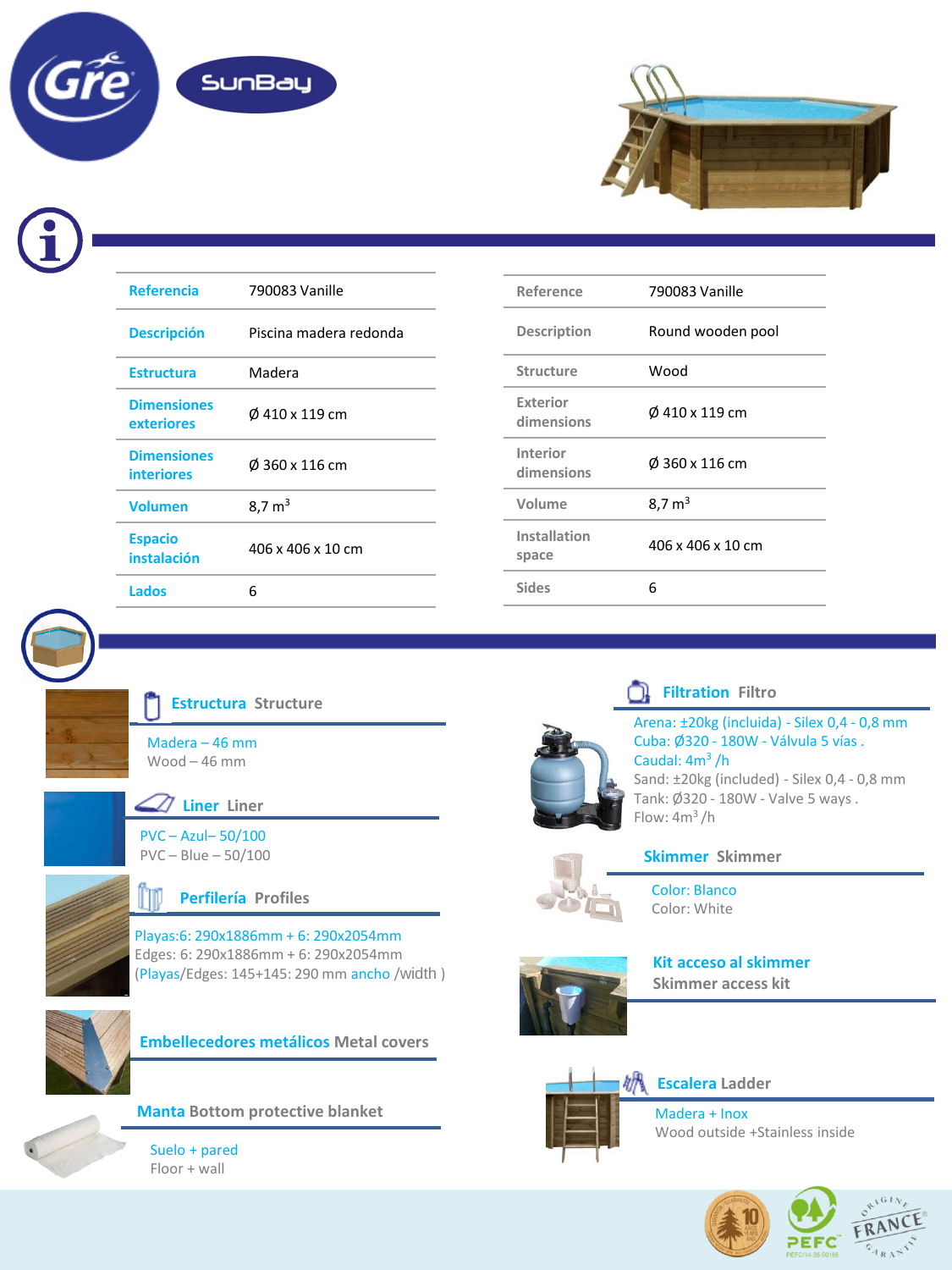Gre SunBay

| Referencia | 790083 Vanille |
|---|---|
| Descripción | Piscina madera redonda |
| Estructura | Madera |
| Dimensiones exteriores | Ø 410 x 119 cm |
| Dimensiones interiores | Ø 360 x 116 cm |
| Volumen | 8,7 m$^3$ |
| Espacio instalación | 406 x 406 x 10 cm |
| Lados | 6 |

| Reference | 790083 Vanille |
|---|---|
| Description | Round wooden pool |
| Structure | Wood |
| Exterior dimensions | Ø 410 x 119 cm |
| Interior dimensions | Ø 360 x 116 cm |
| Volume | 8,7 m$^3$ |
| Installation space | 406 x 406 x 10 cm |
| Sides | 6 |

## Estructura Structure

Madera – 46 mm
Wood – 46 mm

## Liner Liner

PVC – Azul– 50/100
PVC – Blue – 50/100

## Perfilería Profiles

Playas:6: 290x1886mm + 6: 290x2054mm
Edges: 6: 290x1886mm + 6: 290x2054mm
(Playas/Edges: 145+145: 290 mm ancho /width )

## Embellecedores metálicos Metal covers

## Manta Bottom protective blanket

Suelo + pared
Floor + wall

## Filtration Filtro

Arena: ±20kg (incluida) - Silex 0,4 - 0,8 mm
Cuba: Ø320 - 180W - Válvula 5 vías .
Caudal: 4m$^3$ /h
Sand: ±20kg (included) - Silex 0,4 - 0,8 mm
Tank: Ø320 - 180W - Valve 5 ways .
Flow: 4m$^3$ /h

## Skimmer Skimmer

Color: Blanco
Color: White

## Kit acceso al skimmer

Skimmer access kit

## Escalera Ladder

Madera + Inox
Wood outside +Stainless inside

PEFC
PEFC/14-38-00166

ORIGINE FRANCE GARANTIE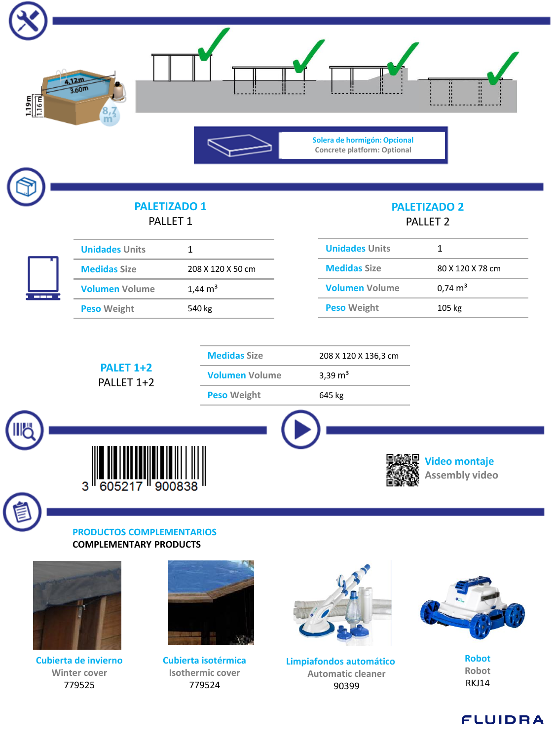4,12m
3.60m
1.19m
1.16m
8,7 m³

Solera de hormigón: Opcional
Concrete platform: Optional

## PALETIZADO 1
PALLET 1

| | |
|---|---|
| Unidades Units | 1 |
| Medidas Size | 208 X 120 X 50 cm |
| Volumen Volume | 1,44 m³ |
| Peso Weight | 540 kg |

## PALETIZADO 2
PALLET 2

| | |
|---|---|
| Unidades Units | 1 |
| Medidas Size | 80 X 120 X 78 cm |
| Volumen Volume | 0,74 m³ |
| Peso Weight | 105 kg |

## PALET 1+2
PALLET 1+2

| | |
|---|---|
| Medidas Size | 208 X 120 X 136,3 cm |
| Volumen Volume | 3,39 m³ |
| Peso Weight | 645 kg |

3 605217 900838

Video montaje
Assembly video

## PRODUCTOS COMPLEMENTARIOS
**COMPLEMENTARY PRODUCTS**

Cubierta de invierno
Winter cover
779525

Cubierta isotérmica
Isothermic cover
779524

Limpiafondos automático
Automatic cleaner
90399

Robot
Robot
RKJ14

FLUIDRA